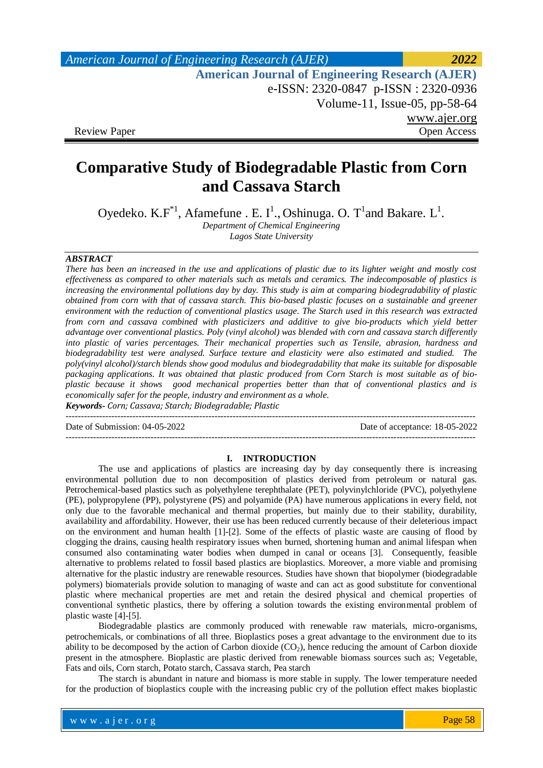Review Paper

Open Access

# Comparative Study of Biodegradable Plastic from Corn and Cassava Starch

Oyedeko. K.F[*1], Afamefune . E. I[1]., Oshinuga. O. T[1] and Bakare. L[1].

*Department of Chemical Engineering*
*Lagos State University*

***ABSTRACT***

*There has been an increased in the use and applications of plastic due to its lighter weight and mostly cost effectiveness as compared to other materials such as metals and ceramics. The indecomposable of plastics is increasing the environmental pollutions day by day. This study is aim at comparing biodegradability of plastic obtained from corn with that of cassava starch. This bio-based plastic focuses on a sustainable and greener environment with the reduction of conventional plastics usage. The Starch used in this research was extracted from corn and cassava combined with plasticizers and additive to give bio-products which yield better advantage over conventional plastics. Poly (vinyl alcohol) was blended with corn and cassava starch differently into plastic of varies percentages. Their mechanical properties such as Tensile, abrasion, hardness and biodegradability test were analysed. Surface texture and elasticity were also estimated and studied. The poly(vinyl alcohol)/starch blends show good modulus and biodegradability that make its suitable for disposable packaging applications. It was obtained that plastic produced from Corn Starch is most suitable as of bio-plastic because it shows good mechanical properties better than that of conventional plastics and is economically safer for the people, industry and environment as a whole.*

***Keywords-*** *Corn; Cassava; Starch; Biodegradable; Plastic*

---

Date of Submission: 04-05-2022 Date of acceptance: 18-05-2022

---

## I. INTRODUCTION

The use and applications of plastics are increasing day by day consequently there is increasing environmental pollution due to non decomposition of plastics derived from petroleum or natural gas. Petrochemical-based plastics such as polyethylene terephthalate (PET), polyvinylchloride (PVC), polyethylene (PE), polypropylene (PP), polystyrene (PS) and polyamide (PA) have numerous applications in every field, not only due to the favorable mechanical and thermal properties, but mainly due to their stability, durability, availability and affordability. However, their use has been reduced currently because of their deleterious impact on the environment and human health [1]-[2]. Some of the effects of plastic waste are causing of flood by clogging the drains, causing health respiratory issues when burned, shortening human and animal lifespan when consumed also contaminating water bodies when dumped in canal or oceans [3]. Consequently, feasible alternative to problems related to fossil based plastics are bioplastics. Moreover, a more viable and promising alternative for the plastic industry are renewable resources. Studies have shown that biopolymer (biodegradable polymers) biomaterials provide solution to managing of waste and can act as good substitute for conventional plastic where mechanical properties are met and retain the desired physical and chemical properties of conventional synthetic plastics, there by offering a solution towards the existing environmental problem of plastic waste [4]-[5].

Biodegradable plastics are commonly produced with renewable raw materials, micro-organisms, petrochemicals, or combinations of all three. Bioplastics poses a great advantage to the environment due to its ability to be decomposed by the action of Carbon dioxide ($CO_2$), hence reducing the amount of Carbon dioxide present in the atmosphere. Bioplastic are plastic derived from renewable biomass sources such as; Vegetable, Fats and oils, Corn starch, Potato starch, Cassava starch, Pea starch

The starch is abundant in nature and biomass is more stable in supply. The lower temperature needed for the production of bioplastics couple with the increasing public cry of the pollution effect makes bioplastic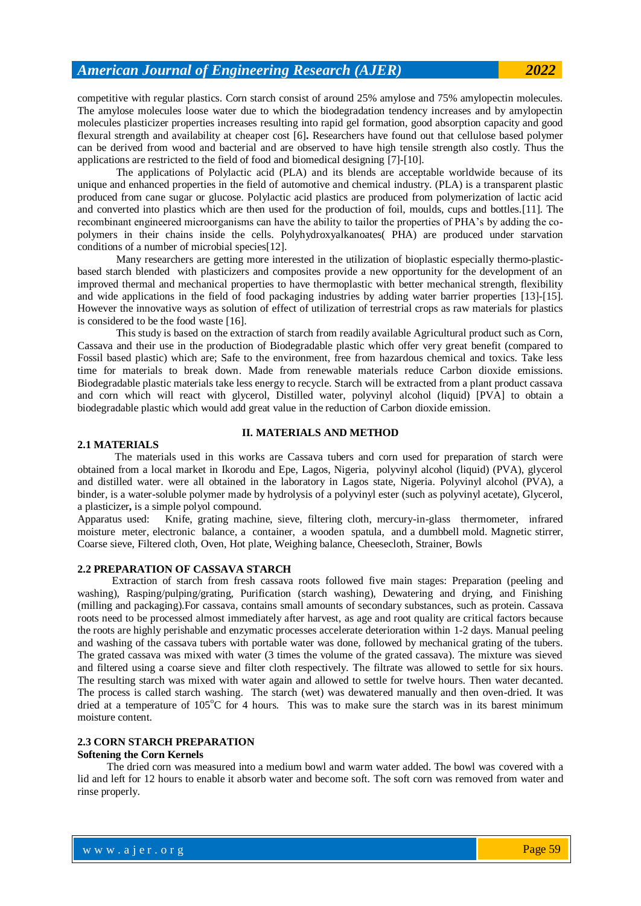competitive with regular plastics. Corn starch consist of around 25% amylose and 75% amylopectin molecules. The amylose molecules loose water due to which the biodegradation tendency increases and by amylopectin molecules plasticizer properties increases resulting into rapid gel formation, good absorption capacity and good flexural strength and availability at cheaper cost [6]**.** Researchers have found out that cellulose based polymer can be derived from wood and bacterial and are observed to have high tensile strength also costly. Thus the applications are restricted to the field of food and biomedical designing [7]-[10].

The applications of Polylactic acid (PLA) and its blends are acceptable worldwide because of its unique and enhanced properties in the field of automotive and chemical industry. (PLA) is a transparent plastic produced from cane sugar or glucose. Polylactic acid plastics are produced from polymerization of lactic acid and converted into plastics which are then used for the production of foil, moulds, cups and bottles.[11]. The recombinant engineered microorganisms can have the ability to tailor the properties of PHA's by adding the co-polymers in their chains inside the cells. Polyhydroxyalkanoates( PHA) are produced under starvation conditions of a number of microbial species[12].

Many researchers are getting more interested in the utilization of bioplastic especially thermo-plastic-based starch blended with plasticizers and composites provide a new opportunity for the development of an improved thermal and mechanical properties to have thermoplastic with better mechanical strength, flexibility and wide applications in the field of food packaging industries by adding water barrier properties [13]-[15]. However the innovative ways as solution of effect of utilization of terrestrial crops as raw materials for plastics is considered to be the food waste [16].

This study is based on the extraction of starch from readily available Agricultural product such as Corn, Cassava and their use in the production of Biodegradable plastic which offer very great benefit (compared to Fossil based plastic) which are; Safe to the environment, free from hazardous chemical and toxics. Take less time for materials to break down. Made from renewable materials reduce Carbon dioxide emissions. Biodegradable plastic materials take less energy to recycle. Starch will be extracted from a plant product cassava and corn which will react with glycerol, Distilled water, polyvinyl alcohol (liquid) [PVA] to obtain a biodegradable plastic which would add great value in the reduction of Carbon dioxide emission.

## II. MATERIALS AND METHOD

### 2.1 MATERIALS

The materials used in this works are Cassava tubers and corn used for preparation of starch were obtained from a local market in Ikorodu and Epe, Lagos, Nigeria, polyvinyl alcohol (liquid) (PVA), glycerol and distilled water. were all obtained in the laboratory in Lagos state, Nigeria. Polyvinyl alcohol (PVA), a binder, is a water-soluble polymer made by hydrolysis of a polyvinyl ester (such as polyvinyl acetate), Glycerol, a plasticizer**,** is a simple polyol compound.

Apparatus used: Knife, grating machine, sieve, filtering cloth, mercury-in-glass thermometer, infrared moisture meter, electronic balance, a container, a wooden spatula, and a dumbbell mold. Magnetic stirrer, Coarse sieve, Filtered cloth, Oven, Hot plate, Weighing balance, Cheesecloth, Strainer, Bowls

### 2.2 PREPARATION OF CASSAVA STARCH

Extraction of starch from fresh cassava roots followed five main stages: Preparation (peeling and washing), Rasping/pulping/grating, Purification (starch washing), Dewatering and drying, and Finishing (milling and packaging).For cassava, contains small amounts of secondary substances, such as protein. Cassava roots need to be processed almost immediately after harvest, as age and root quality are critical factors because the roots are highly perishable and enzymatic processes accelerate deterioration within 1-2 days. Manual peeling and washing of the cassava tubers with portable water was done, followed by mechanical grating of the tubers. The grated cassava was mixed with water (3 times the volume of the grated cassava). The mixture was sieved and filtered using a coarse sieve and filter cloth respectively. The filtrate was allowed to settle for six hours. The resulting starch was mixed with water again and allowed to settle for twelve hours. Then water decanted. The process is called starch washing. The starch (wet) was dewatered manually and then oven-dried. It was dried at a temperature of $105^oC$ for 4 hours. This was to make sure the starch was in its barest minimum moisture content.

### 2.3 CORN STARCH PREPARATION

**Softening the Corn Kernels**

The dried corn was measured into a medium bowl and warm water added. The bowl was covered with a lid and left for 12 hours to enable it absorb water and become soft. The soft corn was removed from water and rinse properly.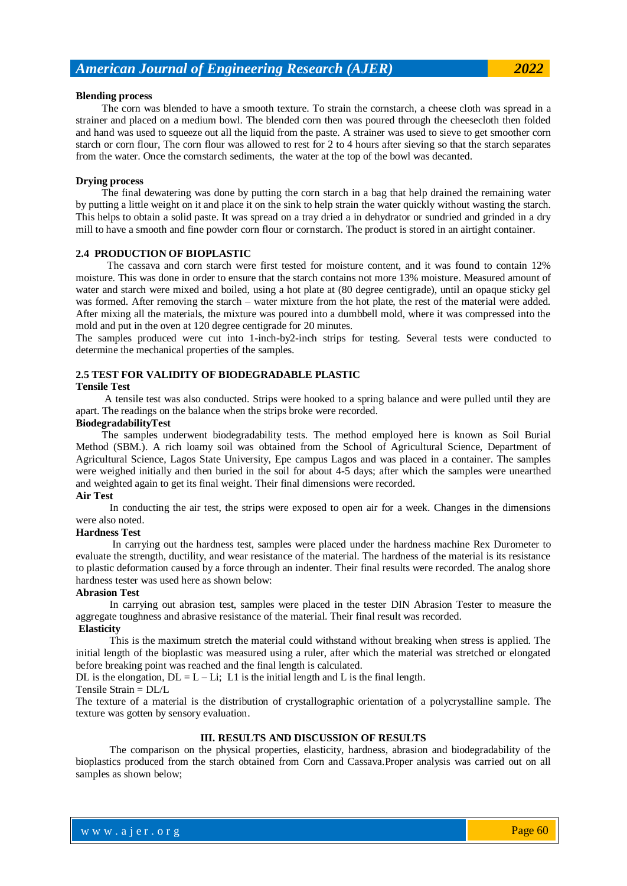**Blending process**

The corn was blended to have a smooth texture. To strain the cornstarch, a cheese cloth was spread in a strainer and placed on a medium bowl. The blended corn then was poured through the cheesecloth then folded and hand was used to squeeze out all the liquid from the paste. A strainer was used to sieve to get smoother corn starch or corn flour, The corn flour was allowed to rest for 2 to 4 hours after sieving so that the starch separates from the water. Once the cornstarch sediments, the water at the top of the bowl was decanted.

**Drying process**

The final dewatering was done by putting the corn starch in a bag that help drained the remaining water by putting a little weight on it and place it on the sink to help strain the water quickly without wasting the starch. This helps to obtain a solid paste. It was spread on a tray dried a in dehydrator or sundried and grinded in a dry mill to have a smooth and fine powder corn flour or cornstarch. The product is stored in an airtight container.

## 2.4 PRODUCTION OF BIOPLASTIC

The cassava and corn starch were first tested for moisture content, and it was found to contain 12% moisture. This was done in order to ensure that the starch contains not more 13% moisture. Measured amount of water and starch were mixed and boiled, using a hot plate at (80 degree centigrade), until an opaque sticky gel was formed. After removing the starch – water mixture from the hot plate, the rest of the material were added. After mixing all the materials, the mixture was poured into a dumbbell mold, where it was compressed into the mold and put in the oven at 120 degree centigrade for 20 minutes.

The samples produced were cut into 1-inch-by2-inch strips for testing. Several tests were conducted to determine the mechanical properties of the samples.

## 2.5 TEST FOR VALIDITY OF BIODEGRADABLE PLASTIC

**Tensile Test**

A tensile test was also conducted. Strips were hooked to a spring balance and were pulled until they are apart. The readings on the balance when the strips broke were recorded.

**BiodegradabilityTest**

The samples underwent biodegradability tests. The method employed here is known as Soil Burial Method (SBM.). A rich loamy soil was obtained from the School of Agricultural Science, Department of Agricultural Science, Lagos State University, Epe campus Lagos and was placed in a container. The samples were weighed initially and then buried in the soil for about 4-5 days; after which the samples were unearthed and weighted again to get its final weight. Their final dimensions were recorded.

**Air Test**

In conducting the air test, the strips were exposed to open air for a week. Changes in the dimensions were also noted.

**Hardness Test**

In carrying out the hardness test, samples were placed under the hardness machine Rex Durometer to evaluate the strength, ductility, and wear resistance of the material. The hardness of the material is its resistance to plastic deformation caused by a force through an indenter. Their final results were recorded. The analog shore hardness tester was used here as shown below:

**Abrasion Test**

In carrying out abrasion test, samples were placed in the tester DIN Abrasion Tester to measure the aggregate toughness and abrasive resistance of the material. Their final result was recorded.

**Elasticity**

This is the maximum stretch the material could withstand without breaking when stress is applied. The initial length of the bioplastic was measured using a ruler, after which the material was stretched or elongated before breaking point was reached and the final length is calculated.

DL is the elongation, $DL = L - Li$; L1 is the initial length and L is the final length.

Tensile Strain = $DL/L$

The texture of a material is the distribution of crystallographic orientation of a polycrystalline sample. The texture was gotten by sensory evaluation.

# III. RESULTS AND DISCUSSION OF RESULTS

The comparison on the physical properties, elasticity, hardness, abrasion and biodegradability of the bioplastics produced from the starch obtained from Corn and Cassava.Proper analysis was carried out on all samples as shown below;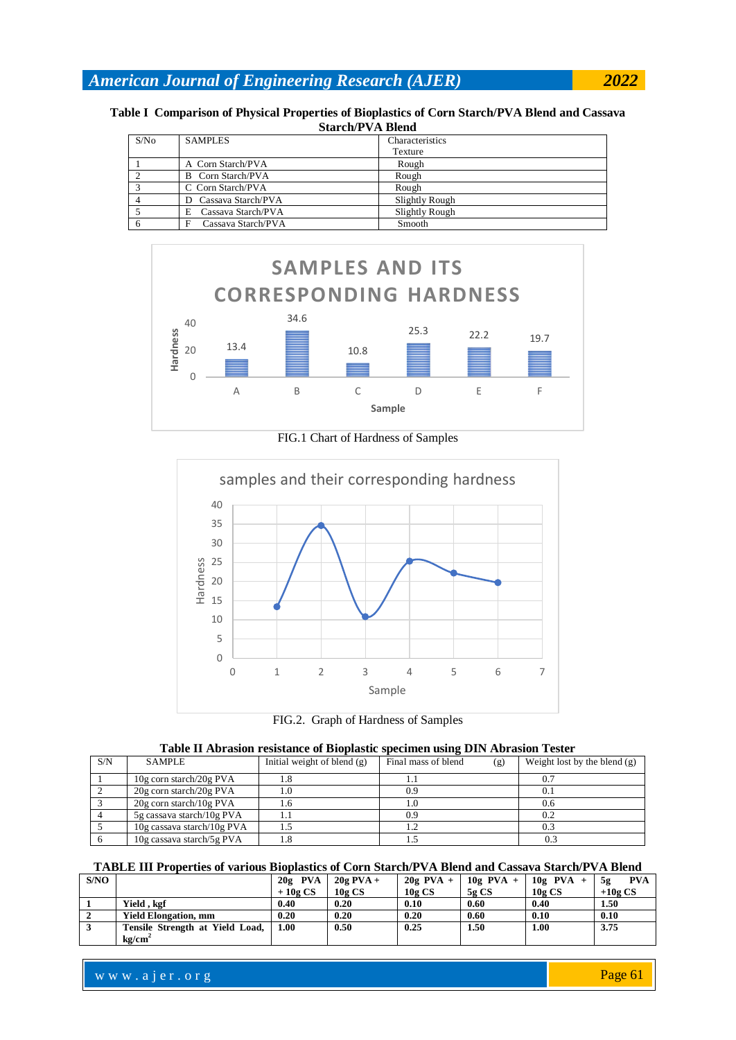**Table I Comparison of Physical Properties of Bioplastics of Corn Starch/PVA Blend and Cassava Starch/PVA Blend**

| S/No | SAMPLES | Characteristics Texture |
|---|---|---|
| 1 | A Corn Starch/PVA | Rough |
| 2 | B Corn Starch/PVA | Rough |
| 3 | C Corn Starch/PVA | Rough |
| 4 | D Cassava Starch/PVA | Slightly Rough |
| 5 | E Cassava Starch/PVA | Slightly Rough |
| 6 | F Cassava Starch/PVA | Smooth |

FIG.1 Chart of Hardness of Samples

FIG.2. Graph of Hardness of Samples

**Table II Abrasion resistance of Bioplastic specimen using DIN Abrasion Tester**

| S/N | SAMPLE | Initial weight of blend (g) | Final mass of blend (g) | Weight lost by the blend (g) |
|---|---|---|---|---|
| 1 | 10g corn starch/20g PVA | 1.8 | 1.1 | 0.7 |
| 2 | 20g corn starch/20g PVA | 1.0 | 0.9 | 0.1 |
| 3 | 20g corn starch/10g PVA | 1.6 | 1.0 | 0.6 |
| 4 | 5g cassava starch/10g PVA | 1.1 | 0.9 | 0.2 |
| 5 | 10g cassava starch/10g PVA | 1.5 | 1.2 | 0.3 |
| 6 | 10g cassava starch/5g PVA | 1.8 | 1.5 | 0.3 |

**TABLE III Properties of various Bioplastics of Corn Starch/PVA Blend and Cassava Starch/PVA Blend**

| S/NO | | 20g PVA + 10g CS | 20g PVA + 10g CS | 20g PVA + 10g CS | 10g PVA + 5g CS | 10g PVA + 10g CS | 5g PVA +10g CS |
|---|---|---|---|---|---|---|---|
| **1** | **Yield , kgf** | **0.40** | **0.20** | **0.10** | **0.60** | **0.40** | **1.50** |
| **2** | **Yield Elongation, mm** | **0.20** | **0.20** | **0.20** | **0.60** | **0.10** | **0.10** |
| **3** | **Tensile Strength at Yield Load, $kg/cm^2$** | **1.00** | **0.50** | **0.25** | **1.50** | **1.00** | **3.75** |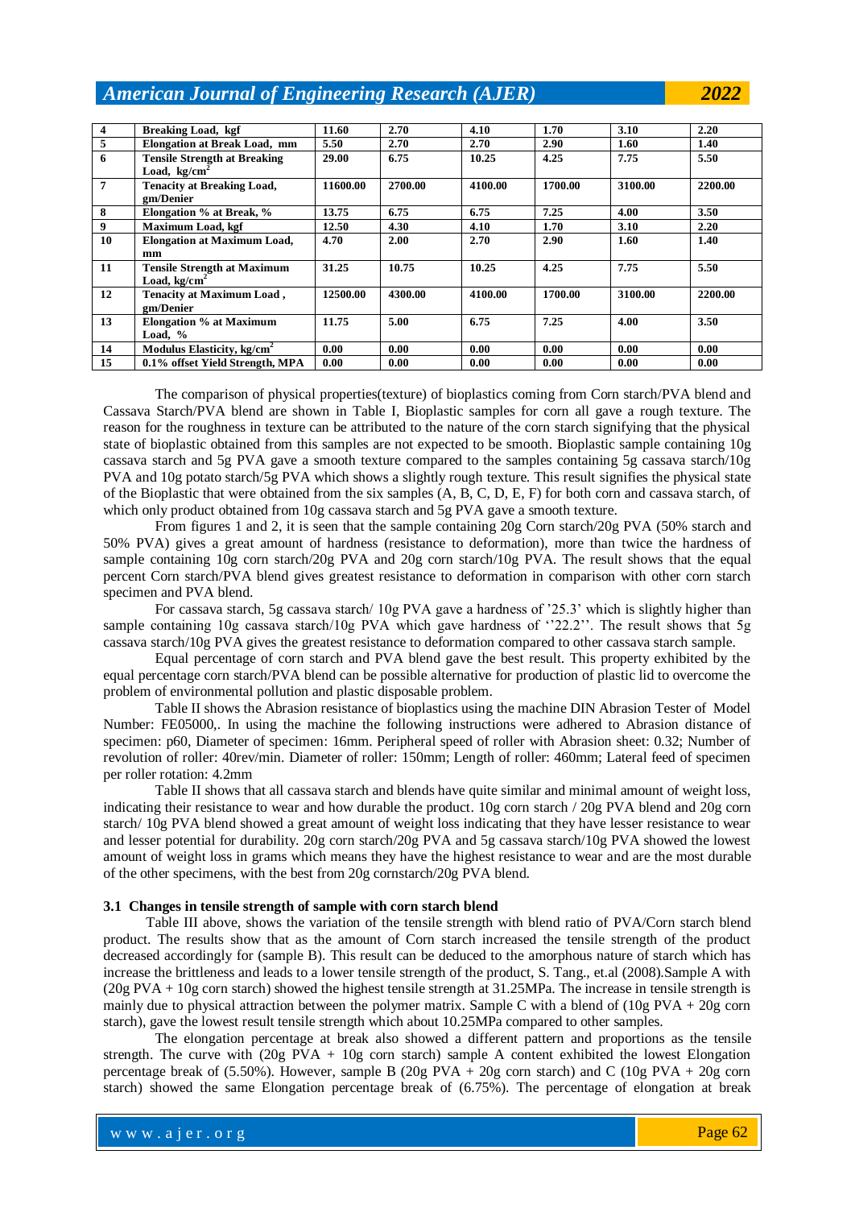| | | | | | | | |
|---|---|---|---|---|---|---|---|
| **4** | **Breaking Load, kgf** | **11.60** | **2.70** | **4.10** | **1.70** | **3.10** | **2.20** |
| **5** | **Elongation at Break Load, mm** | **5.50** | **2.70** | **2.70** | **2.90** | **1.60** | **1.40** |
| **6** | **Tensile Strength at Breaking Load, kg/cm$^2$** | **29.00** | **6.75** | **10.25** | **4.25** | **7.75** | **5.50** |
| **7** | **Tenacity at Breaking Load, gm/Denier** | **11600.00** | **2700.00** | **4100.00** | **1700.00** | **3100.00** | **2200.00** |
| **8** | **Elongation % at Break, %** | **13.75** | **6.75** | **6.75** | **7.25** | **4.00** | **3.50** |
| **9** | **Maximum Load, kgf** | **12.50** | **4.30** | **4.10** | **1.70** | **3.10** | **2.20** |
| **10** | **Elongation at Maximum Load, mm** | **4.70** | **2.00** | **2.70** | **2.90** | **1.60** | **1.40** |
| **11** | **Tensile Strength at Maximum Load, kg/cm$^2$** | **31.25** | **10.75** | **10.25** | **4.25** | **7.75** | **5.50** |
| **12** | **Tenacity at Maximum Load , gm/Denier** | **12500.00** | **4300.00** | **4100.00** | **1700.00** | **3100.00** | **2200.00** |
| **13** | **Elongation % at Maximum Load, %** | **11.75** | **5.00** | **6.75** | **7.25** | **4.00** | **3.50** |
| **14** | **Modulus Elasticity, kg/cm$^2$** | **0.00** | **0.00** | **0.00** | **0.00** | **0.00** | **0.00** |
| **15** | **0.1% offset Yield Strength, MPA** | **0.00** | **0.00** | **0.00** | **0.00** | **0.00** | **0.00** |

The comparison of physical properties(texture) of bioplastics coming from Corn starch/PVA blend and Cassava Starch/PVA blend are shown in Table I, Bioplastic samples for corn all gave a rough texture. The reason for the roughness in texture can be attributed to the nature of the corn starch signifying that the physical state of bioplastic obtained from this samples are not expected to be smooth. Bioplastic sample containing 10g cassava starch and 5g PVA gave a smooth texture compared to the samples containing 5g cassava starch/10g PVA and 10g potato starch/5g PVA which shows a slightly rough texture. This result signifies the physical state of the Bioplastic that were obtained from the six samples (A, B, C, D, E, F) for both corn and cassava starch, of which only product obtained from 10g cassava starch and 5g PVA gave a smooth texture.

From figures 1 and 2, it is seen that the sample containing 20g Corn starch/20g PVA (50% starch and 50% PVA) gives a great amount of hardness (resistance to deformation), more than twice the hardness of sample containing 10g corn starch/20g PVA and 20g corn starch/10g PVA. The result shows that the equal percent Corn starch/PVA blend gives greatest resistance to deformation in comparison with other corn starch specimen and PVA blend.

For cassava starch, 5g cassava starch/ 10g PVA gave a hardness of '25.3' which is slightly higher than sample containing 10g cassava starch/10g PVA which gave hardness of ''22.2''. The result shows that 5g cassava starch/10g PVA gives the greatest resistance to deformation compared to other cassava starch sample.

Equal percentage of corn starch and PVA blend gave the best result. This property exhibited by the equal percentage corn starch/PVA blend can be possible alternative for production of plastic lid to overcome the problem of environmental pollution and plastic disposable problem.

Table II shows the Abrasion resistance of bioplastics using the machine DIN Abrasion Tester of Model Number: FE05000,. In using the machine the following instructions were adhered to Abrasion distance of specimen: p60, Diameter of specimen: 16mm. Peripheral speed of roller with Abrasion sheet: 0.32; Number of revolution of roller: 40rev/min. Diameter of roller: 150mm; Length of roller: 460mm; Lateral feed of specimen per roller rotation: 4.2mm

Table II shows that all cassava starch and blends have quite similar and minimal amount of weight loss, indicating their resistance to wear and how durable the product. 10g corn starch / 20g PVA blend and 20g corn starch/ 10g PVA blend showed a great amount of weight loss indicating that they have lesser resistance to wear and lesser potential for durability. 20g corn starch/20g PVA and 5g cassava starch/10g PVA showed the lowest amount of weight loss in grams which means they have the highest resistance to wear and are the most durable of the other specimens, with the best from 20g cornstarch/20g PVA blend.

### 3.1 Changes in tensile strength of sample with corn starch blend

Table III above, shows the variation of the tensile strength with blend ratio of PVA/Corn starch blend product. The results show that as the amount of Corn starch increased the tensile strength of the product decreased accordingly for (sample B). This result can be deduced to the amorphous nature of starch which has increase the brittleness and leads to a lower tensile strength of the product, S. Tang., et.al (2008).Sample A with (20g PVA + 10g corn starch) showed the highest tensile strength at 31.25MPa. The increase in tensile strength is mainly due to physical attraction between the polymer matrix. Sample C with a blend of (10g PVA + 20g corn starch), gave the lowest result tensile strength which about 10.25MPa compared to other samples.

The elongation percentage at break also showed a different pattern and proportions as the tensile strength. The curve with (20g PVA + 10g corn starch) sample A content exhibited the lowest Elongation percentage break of (5.50%). However, sample B (20g PVA + 20g corn starch) and C (10g PVA + 20g corn starch) showed the same Elongation percentage break of (6.75%). The percentage of elongation at break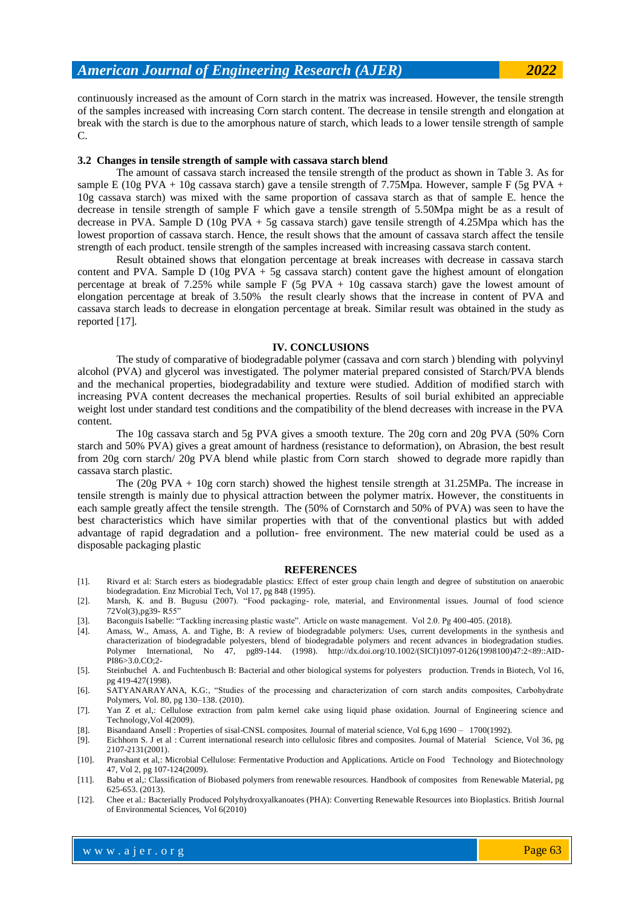continuously increased as the amount of Corn starch in the matrix was increased. However, the tensile strength of the samples increased with increasing Corn starch content. The decrease in tensile strength and elongation at break with the starch is due to the amorphous nature of starch, which leads to a lower tensile strength of sample C.

### 3.2 Changes in tensile strength of sample with cassava starch blend

The amount of cassava starch increased the tensile strength of the product as shown in Table 3. As for sample E (10g PVA + 10g cassava starch) gave a tensile strength of 7.75Mpa. However, sample F (5g PVA + 10g cassava starch) was mixed with the same proportion of cassava starch as that of sample E. hence the decrease in tensile strength of sample F which gave a tensile strength of 5.50Mpa might be as a result of decrease in PVA. Sample D (10g PVA + 5g cassava starch) gave tensile strength of 4.25Mpa which has the lowest proportion of cassava starch. Hence, the result shows that the amount of cassava starch affect the tensile strength of each product. tensile strength of the samples increased with increasing cassava starch content.

Result obtained shows that elongation percentage at break increases with decrease in cassava starch content and PVA. Sample D (10g PVA + 5g cassava starch) content gave the highest amount of elongation percentage at break of 7.25% while sample F (5g PVA + 10g cassava starch) gave the lowest amount of elongation percentage at break of 3.50% the result clearly shows that the increase in content of PVA and cassava starch leads to decrease in elongation percentage at break. Similar result was obtained in the study as reported [17].

## IV. CONCLUSIONS

The study of comparative of biodegradable polymer (cassava and corn starch ) blending with polyvinyl alcohol (PVA) and glycerol was investigated. The polymer material prepared consisted of Starch/PVA blends and the mechanical properties, biodegradability and texture were studied. Addition of modified starch with increasing PVA content decreases the mechanical properties. Results of soil burial exhibited an appreciable weight lost under standard test conditions and the compatibility of the blend decreases with increase in the PVA content.

The 10g cassava starch and 5g PVA gives a smooth texture. The 20g corn and 20g PVA (50% Corn starch and 50% PVA) gives a great amount of hardness (resistance to deformation), on Abrasion, the best result from 20g corn starch/ 20g PVA blend while plastic from Corn starch showed to degrade more rapidly than cassava starch plastic.

The (20g PVA + 10g corn starch) showed the highest tensile strength at 31.25MPa. The increase in tensile strength is mainly due to physical attraction between the polymer matrix. However, the constituents in each sample greatly affect the tensile strength. The (50% of Cornstarch and 50% of PVA) was seen to have the best characteristics which have similar properties with that of the conventional plastics but with added advantage of rapid degradation and a pollution- free environment. The new material could be used as a disposable packaging plastic

## REFERENCES

[1]. Rivard et al: Starch esters as biodegradable plastics: Effect of ester group chain length and degree of substitution on anaerobic biodegradation. Enz Microbial Tech, Vol 17, pg 848 (1995).

[2]. Marsh, K. and B. Bugusu (2007). "Food packaging- role, material, and Environmental issues. Journal of food science 72Vol(3),pg39- R55"

[3]. Baconguis Isabelle: "Tackling increasing plastic waste". Article on waste management. Vol 2.0. Pg 400-405. (2018).

[4]. Amass, W., Amass, A. and Tighe, B: A review of biodegradable polymers: Uses, current developments in the synthesis and characterization of biodegradable polyesters, blend of biodegradable polymers and recent advances in biodegradation studies. Polymer International, No 47, pg89-144. (1998). http://dx.doi.org/10.1002/(SICI)1097-0126(1998100)47:2<89::AID-PI86>3.0.CO;2-

[5]. Steinbuchel A. and Fuchtenbusch B: Bacterial and other biological systems for polyesters production. Trends in Biotech, Vol 16, pg 419-427(1998).

[6]. SATYANARAYANA, K.G:, "Studies of the processing and characterization of corn starch andits composites, Carbohydrate Polymers, Vol. 80, pg 130–138. (2010).

[7]. Yan Z et al,: Cellulose extraction from palm kernel cake using liquid phase oxidation. Journal of Engineering science and Technology,Vol 4(2009).

[8]. Bisandaand Ansell : Properties of sisal-CNSL composites. Journal of material science, Vol 6,pg 1690 – 1700(1992).

[9]. Eichhorn S. J et al : Current international research into cellulosic fibres and composites. Journal of Material Science, Vol 36, pg 2107-2131(2001).

[10]. Pranshant et al,: Microbial Cellulose: Fermentative Production and Applications. Article on Food Technology and Biotechnology 47, Vol 2, pg 107-124(2009).

[11]. Babu et al,: Classification of Biobased polymers from renewable resources. Handbook of composites from Renewable Material, pg 625-653. (2013).

[12]. Chee et al.: Bacterially Produced Polyhydroxyalkanoates (PHA): Converting Renewable Resources into Bioplastics. British Journal of Environmental Sciences, Vol 6(2010)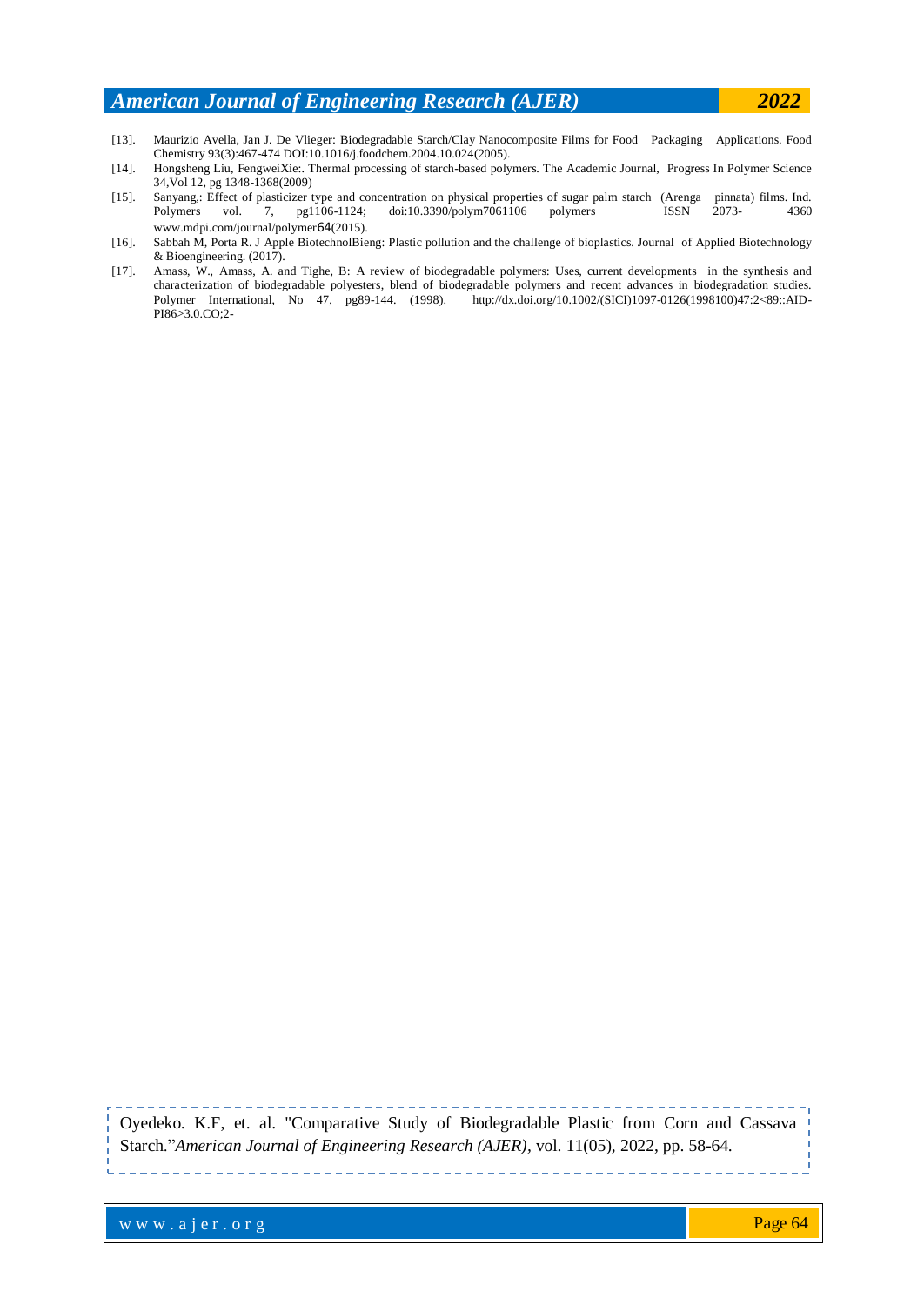[13]. Maurizio Avella, Jan J. De Vlieger: Biodegradable Starch/Clay Nanocomposite Films for Food Packaging Applications. Food Chemistry 93(3):467-474 DOI:10.1016/j.foodchem.2004.10.024(2005).

[14]. Hongsheng Liu, FengweiXie:. Thermal processing of starch-based polymers. The Academic Journal, Progress In Polymer Science 34,Vol 12, pg 1348-1368(2009)

[15]. Sanyang,: Effect of plasticizer type and concentration on physical properties of sugar palm starch (Arenga pinnata) films. Ind. Polymers vol. 7, pg1106-1124; doi:10.3390/polym7061106 polymers ISSN 2073- 4360 www.mdpi.com/journal/polymer64(2015).

[16]. Sabbah M, Porta R. J Apple BiotechnolBieng: Plastic pollution and the challenge of bioplastics. Journal of Applied Biotechnology & Bioengineering. (2017).

[17]. Amass, W., Amass, A. and Tighe, B: A review of biodegradable polymers: Uses, current developments in the synthesis and characterization of biodegradable polyesters, blend of biodegradable polymers and recent advances in biodegradation studies. Polymer International, No 47, pg89-144. (1998). http://dx.doi.org/10.1002/(SICI)1097-0126(1998100)47:2<89::AID-PI86>3.0.CO;2-

Oyedeko. K.F, et. al. "Comparative Study of Biodegradable Plastic from Corn and Cassava Starch."*American Journal of Engineering Research (AJER)*, vol. 11(05), 2022, pp. 58-64.